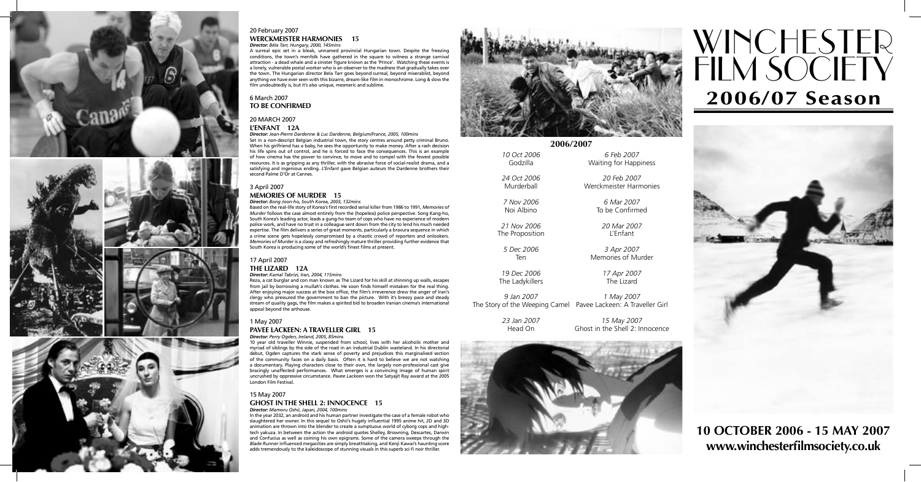20 February 2007

## WERCKMEISTER HARMONIES 15

***Director:** Béla Tarr, Hungary, 2000, 145mins*

A surreal epic set in a bleak, unnamed provincial Hungarian town. Despite the freezing conditions, the town's menfolk have gathered in the square to witness a strange carnival attraction - a dead whale and a sinister figure known as the 'Prince'. Watching these events is a lonely, vulnerable postal worker who is an observer to the madness that gradually takes over the town. The Hungarian director Bela Tarr goes beyond surreal, beyond miserablist, beyond anything we have ever seen with this bizarre, dream-like film in monochrome. Long & slow the film undoubtedly is, but it's also unique, mesmeric and sublime.

6 March 2007

## TO BE CONFIRMED

20 MARCH 2007

## L'ENFANT 12A

***Director:** Jean-Pierre Dardenne & Luc Dardenne, Belgium/France, 2005, 100mins*

Set in a non-descript Belgian industrial town, the story centres around petty criminal Bruno. When his girlfriend has a baby, he sees the opportunity to make money. After a rash decision his life spins out of control, and he is forced to face the consequences. This is an example of how cinema has the power to convince, to move and to compel with the fewest possible resources. It is as gripping as any thriller, with the abrasive force of social-realist drama, and a satisfying and ingenious ending. *L'Enfant* gave Belgian auteurs the Dardenne brothers their second Palme D'Or at Cannes.

3 April 2007

## MEMORIES OF MURDER 15

***Director:** Bong Joon-ho, South Korea, 2003, 132mins*

Based on the real-life story of Korea's first recorded serial killer from 1986 to 1991, *Memories of Murder* follows the case almost entirely from the (hopeless) police perspective. Song Kang-ho, South Korea's leading actor, leads a gung-ho team of cops who have no experience of modern police work, and have no trust in a colleague sent down from the city to lend his much needed expertise. The film delivers a series of great moments, particularly a bravura sequence in which a crime scene gets hopelessly compromised by a chaotic crowd of reporters and onlookers. *Memories of Murder* is a classy and refreshingly mature thriller providing further evidence that South Korea is producing some of the world's finest films at present.

17 April 2007

## THE LIZARD 12A

***Director:** Kamal Tabrizi, Iran, 2004, 115mins*

Reza, a cat burglar and con man known as The Lizard for his skill at shinning up walls, escapes from jail by borrowing a mullah's clothes. He soon finds himself mistaken for the real thing. After enjoying major success at the box office, the film's irreverence drew the anger of Iran's clergy who pressured the government to ban the picture. With it's breezy pace and steady stream of quality gags, the film makes a spirited bid to broaden Iranian cinema's international appeal beyond the arthouse.

1 May 2007

## PAVEE LACKEEN: A TRAVELLER GIRL 15

***Director:** Perry Ogden, Ireland, 2005, 85mins*

10 year old traveller Winnie, suspended from school, lives with her alcoholic mother and myriad of siblings by the side of the road in an industrial Dublin wasteland. In his directorial debut, Ogden captures the stark sense of poverty and prejudices this marginalised section of the community faces on a daily basis. Often it is hard to believe we are not watching a documentary. Playing characters close to their own, the largely non-professional cast give bracingly unaffected performances. What emerges is a convincing image of human spirit uncrushed by oppressive circumstance. *Pavee Lackeen* won the Satyajit Ray award at the 2005 London Film Festival.

15 May 2007

## GHOST IN THE SHELL 2: INNOCENCE 15

***Director:** Mamoru Oshii, Japan, 2004, 100mins*

In the year 2032, an android and his human partner investigate the case of a female robot who slaughtered her owner. In this sequel to Oshii's hugely influential 1995 anime hit, 2D and 3D animation are thrown into the blender to create a sumptuous world of cyborg cops and high-tech yakuza. In between the action the android quotes Shelley, Browning, Descartes, Darwin and Confucius as well as coining his own epigrams. Some of the camera sweeps through the *Blade Runner* influenced megacities are simply breathtaking, and Kenji Kawai's haunting score adds tremendously to the kaleidoscope of stunning visuals in this superb sci-fi noir thriller.

## 2006/2007

| | |
|---|---|
| *10 Oct 2006* Godzilla | *6 Feb 2007* Waiting for Happiness |
| *24 Oct 2006* Murderball | *20 Feb 2007* Werckmeister Harmonies |
| *7 Nov 2006* Noi Albino | *6 Mar 2007* To be Confirmed |
| *21 Nov 2006* The Proposition | *20 Mar 2007* L'Enfant |
| *5 Dec 2006* Ten | *3 Apr 2007* Memories of Murder |
| *19 Dec 2006* The Ladykillers | *17 Apr 2007* The Lizard |
| *9 Jan 2007* The Story of the Weeping Camel | *1 May 2007* Pavee Lackeen: A Traveller Girl |
| *23 Jan 2007* Head On | *15 May 2007* Ghost in the Shell 2: Innocence |

# WINCHESTER FILM SOCIETY

# 2006/07 Season

**10 OCTOBER 2006 - 15 MAY 2007**

**www.winchesterfilmsociety.co.uk**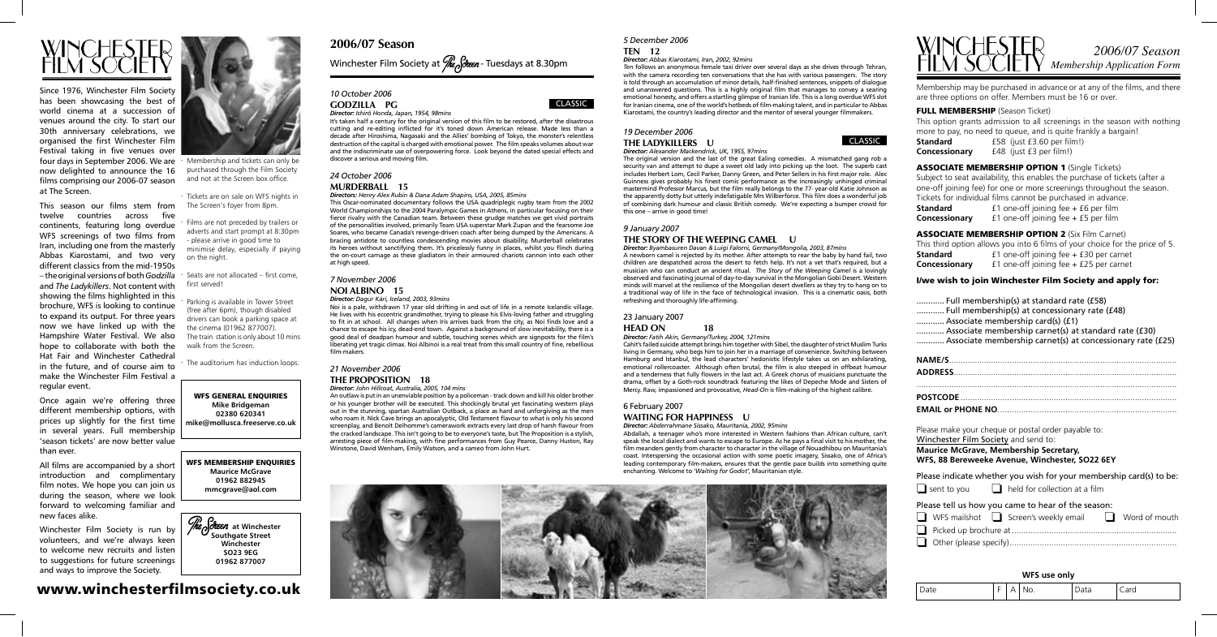# WINCHESTER FILM SOCIETY

Since 1976, Winchester Film Society has been showcasing the best of world cinema at a succession of venues around the city. To start our 30th anniversary celebrations, we organised the first Winchester Film Festival taking in five venues over four days in September 2006. We are now delighted to announce the 16 films comprising our 2006/07 season at The Screen.

This season our films stem from twelve countries across five continents, featuring long overdue WFS screenings of two films from Iran, including one from the masterly Abbas Kiarostami, and two very different classics from the mid-1950s – the original versions of both *Godzilla* and *The Ladykillers*. Not content with showing the films highlighted in this brochure, WFS is looking to continue to expand its output. For three years now we have linked up with the Hampshire Water Festival. We also hope to collaborate with both the Hat Fair and Winchester Cathedral in the future, and of course aim to make the Winchester Film Festival a regular event.

Once again we're offering three different membership options, with prices up slightly for the first time in several years. Full membership 'season tickets' are now better value than ever.

All films are accompanied by a short introduction and complimentary film notes. We hope you can join us during the season, where we look forward to welcoming familiar and new faces alike.

Winchester Film Society is run by volunteers, and we're always keen to welcome new recruits and listen to suggestions for future screenings and ways to improve the Society.

- Membership and tickets can only be purchased through the Film Society and not at the Screen box office.
- Tickets are on sale on WFS nights in The Screen's foyer from 8pm.
- Films are not preceded by trailers or adverts and start prompt at 8:30pm - please arrive in good time to minimise delay, especially if paying on the night.
- Seats are not allocated – first come, first served!
- Parking is available in Tower Street (free after 6pm), though disabled drivers can book a parking space at the cinema (01962 877007). The train station is only about 10 mins walk from the Screen.
- The auditorium has induction loops.

**WFS GENERAL ENQUIRIES**
**Mike Bridgeman**
**02380 620341**
**mike@mollusca.freeserve.co.uk**

**WFS MEMBERSHIP ENQUIRIES**
**Maurice McGrave**
**01962 882945**
**mmcgrave@aol.com**

**The Screen at Winchester**
**Southgate Street**
**Winchester**
**SO23 9EG**
**01962 877007**

## www.winchesterfilmsociety.co.uk

## 2006/07 Season

Winchester Film Society at The Screen - Tuesdays at 8.30pm

*10 October 2006*
### GODZILLA PG
CLASSIC

***Director:** Ishirō Honda, Japan, 1954, 98mins*

It's taken half a century for the original version of this film to be restored, after the disastrous cutting and re-editing inflicted for it's toned down American release. Made less than a decade after Hiroshima, Nagasaki and the Allies' bombing of Tokyo, the monster's relentless destruction of the capital is charged with emotional power. The film speaks volumes about war and the indiscriminate use of overpowering force. Look beyond the dated special effects and discover a serious and moving film.

*24 October 2006*
### MURDERBALL 15

***Directors:** Henry Alex Rubin & Dana Adam Shapiro, USA, 2005, 85mins*

This Oscar-nominated documentary follows the USA quadriplegic rugby team from the 2002 World Championships to the 2004 Paralympic Games in Athens, in particular focusing on their fierce rivalry with the Canadian team. Between these grudge matches we get vivid portraits of the personalities involved, primarily Team USA superstar Mark Zupan and the fearsome Joe Soares, who became Canada's revenge-driven coach after being dumped by the Americans. A bracing antidote to countless condescending movies about disability, Murderball celebrates its heroes without sanctifying them. It's pricelessly funny in places, whilst you flinch during the on-court carnage as these gladiators in their armoured chariots cannon into each other at high speed.

*7 November 2006*
### NOI ALBINO 15

***Director:** Dagur Kári, Iceland, 2003, 93mins*

Noi is a pale, withdrawn 17 year old drifting in and out of life in a remote Icelandic village. He lives with his eccentric grandmother, trying to please his Elvis-loving father and struggling to fit in at school. All changes when Iris arrives back from the city, as Noi finds love and a chance to escape his icy, dead-end town. Against a background of slow inevitability, there is a good deal of deadpan humour and subtle, touching scenes which are signposts for the film's liberating yet tragic climax. Noi Albinoi is a real treat from this small country of fine, rebellious film-makers.

*21 November 2006*
### THE PROPOSITION 18

***Director:** John Hillcoat, Australia, 2005, 104 mins*

An outlaw is put in an unenviable position by a policeman - track down and kill his older brother or his younger brother will be executed. This shockingly brutal yet fascinating western plays out in the stunning, spartan Australian Outback, a place as hard and unforgiving as the men who roam it. Nick Cave brings an apocalyptic, Old Testament flavour to what is only his second screenplay, and Benoît Delhomme's camerawork extracts every last drop of harsh flavour from the cracked landscape. This isn't going to be to everyone's taste, but The Proposition is a stylish, arresting piece of film-making, with fine performances from Guy Pearce, Danny Huston, Ray Winstone, David Wenham, Emily Watson, and a cameo from John Hurt.

*5 December 2006*
### TEN 12

***Director:** Abbas Kiarostami, Iran, 2002, 92mins*

*Ten* follows an anonymous female taxi driver over several days as she drives through Tehran, with the camera recording ten conversations that she has with various passengers. The story is told through an accumulation of minor details, half-finished sentences, snippets of dialogue and unanswered questions. This is a highly original film that manages to convey a searing emotional honesty, and offers a startling glimpse of Iranian life. This is a long overdue WFS slot for Iranian cinema, one of the world's hotbeds of film-making talent, and in particular to Abbas Kiarostami, the country's leading director and the mentor of several younger filmmakers.

*19 December 2006*
### THE LADYKILLERS U
CLASSIC

***Director:** Alexander Mackendrick, UK, 1955, 97mins*

The original version and the last of the great Ealing comedies. A mismatched gang rob a security van and attempt to dupe a sweet old lady into picking up the loot. The superb cast includes Herbert Lom, Cecil Parker, Danny Green, and Peter Sellers in his first major role. Alec Guinness gives probably his finest comic performance as the increasingly unhinged criminal mastermind Professor Marcus, but the film really belongs to the 77- year-old Katie Johnson as the apparently dotty but utterly indefatigable Mrs Wilberforce. This film does a wonderful job of combining dark humour and classic British comedy. We're expecting a bumper crowd for this one – arrive in good time!

*9 January 2007*
### THE STORY OF THE WEEPING CAMEL U

***Director:** Byambasuren Davaa & Luigi Falorni, Germany/Mongolia, 2003, 87mins*

A newborn camel is rejected by its mother. After attempts to rear the baby by hand fail, two children are despatched across the desert to fetch help. It's not a vet that's required, but a musician who can conduct an ancient ritual. *The Story of the Weeping Camel* is a lovingly observed and fascinating journal of day-to-day survival in the Mongolian Gobi Desert. Western minds will marvel at the resilience of the Mongolian desert dwellers as they try to hang on to a traditional way of life in the face of technological invasion. This is a cinematic oasis, both refreshing and thoroughly life-affirming.

23 January 2007
### HEAD ON 18

***Director:** Fatih Akin, Germany/Turkey, 2004, 121mins*

Cahit's failed suicide attempt brings him together with Sibel, the daughter of strict Muslim Turks living in Germany, who begs him to join her in a marriage of convenience. Switching between Hamburg and Istanbul, the lead characters' hedonistic lifestyle takes us on an exhilarating, emotional rollercoaster. Although often brutal, the film is also steeped in offbeat humour and a tenderness that fully flowers in the last act. A Greek chorus of musicians punctuate the drama, offset by a Goth-rock soundtrack featuring the likes of Depeche Mode and Sisters of Mercy. Raw, impassioned and provocative, *Head-On* is film-making of the highest calibre.

6 February 2007
### WAITING FOR HAPPINESS U

***Director:** Abderrahmane Sissako, Mauritania, 2002, 95mins*

Abdallah, a teenager who's more interested in Western fashions than African culture, can't speak the local dialect and wants to escape to Europe. As he pays a final visit to his mother, the film meanders gently from character to character in the village of Nouadhibou on Mauritania's coast. Interspersing the occasional action with some poetic imagery, Sissako, one of Africa's leading contemporary film-makers, ensures that the gentle pace builds into something quite enchanting. Welcome to *'Waiting for Godot'*, Mauritanian style.

# WINCHESTER FILM SOCIETY
## *2006/07 Season*
## *Membership Application Form*

Membership may be purchased in advance or at any of the films, and there are three options on offer. Members must be 16 or over.

**FULL MEMBERSHIP** (Season Ticket)

This option grants admission to all screenings in the season with nothing more to pay, no need to queue, and is quite frankly a bargain!

**Standard** £58 (just £3.60 per film!)
**Concessionary** £48 (just £3 per film!)

**ASSOCIATE MEMBERSHIP OPTION 1** (Single Tickets)

Subject to seat availability, this enables the purchase of tickets (after a one-off joining fee) for one or more screenings throughout the season. Tickets for individual films cannot be purchased in advance.

**Standard** £1 one-off joining fee + £6 per film
**Concessionary** £1 one-off joining fee + £5 per film

**ASSOCIATE MEMBERSHIP OPTION 2** (Six Film Carnet)

This third option allows you into 6 films of your choice for the price of 5.

**Standard** £1 one-off joining fee + £30 per carnet
**Concessionary** £1 one-off joining fee + £25 per carnet

**I/we wish to join Winchester Film Society and apply for:**

............ Full membership(s) at standard rate (£58)
............ Full membership(s) at concessionary rate (£48)
............ Associate membership card(s) (£1)
............ Associate membership carnet(s) at standard rate (£30)
............ Associate membership carnet(s) at concessionary rate (£25)

**NAME/S**..........................................................................
**ADDRESS**.......................................................................
.........................................................................................
**POSTCODE** ....................................................................
**EMAIL or PHONE NO**.......................................................

Please make your cheque or postal order payable to:
Winchester Film Society and send to:
**Maurice McGrave, Membership Secretary,**
**WFS, 88 Bereweeke Avenue, Winchester, SO22 6EY**

Please indicate whether you wish for your membership card(s) to be:

❑ sent to you ❑ held for collection at a film

Please tell us how you came to hear of the season:

❑ WFS mailshot ❑ Screen's weekly email ❑ Word of mouth
❑ Picked up brochure at .........................................................
❑ Other (please specify)..........................................................

**WFS use only**

| Date | F | A | No. | Data | Card |
|---|---|---|---|---|---|